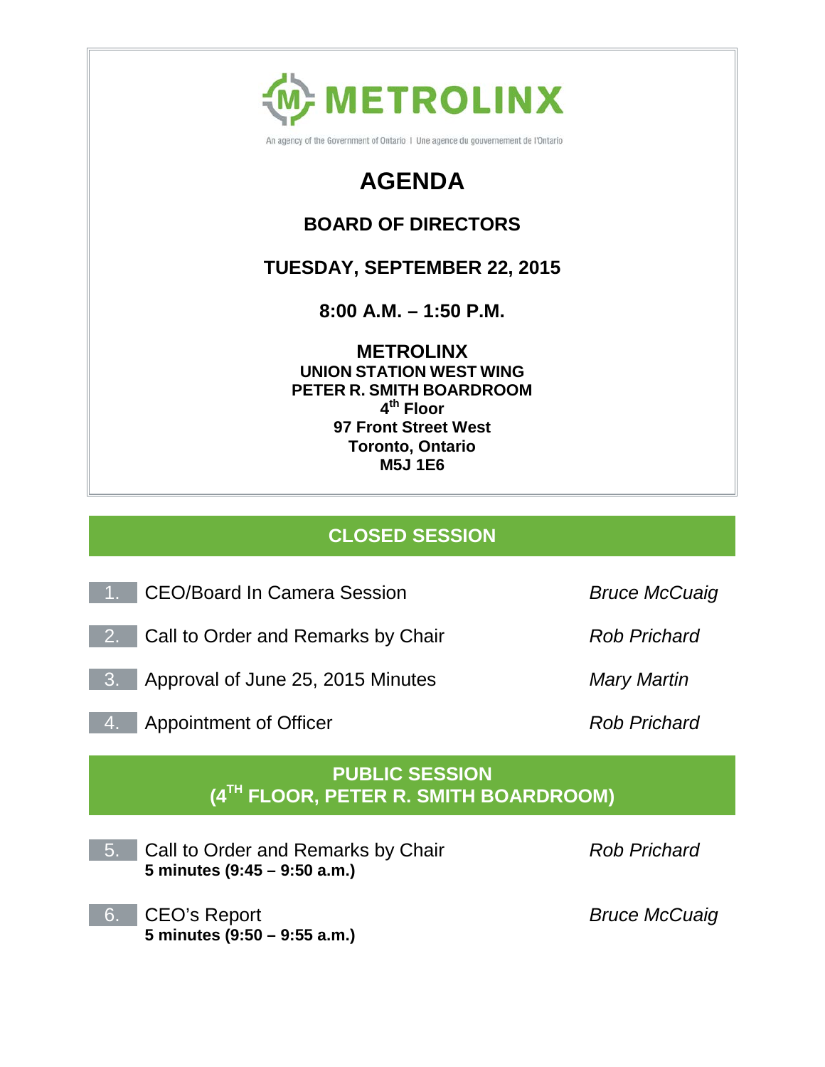**METROLINX**

An agency of the Government of Ontario | Une agence du gouvernement de l'Ontario

# AGENDA

## BOARD OF DIRECTORS

## TUESDAY, SEPTEMBER 22, 2015

## 8:00 A.M. – 1:50 P.M.

**METROLINX**
**UNION STATION WEST WING**
**PETER R. SMITH BOARDROOM**
**4th Floor**
**97 Front Street West**
**Toronto, Ontario**
**M5J 1E6**

## CLOSED SESSION

| | | |
|---|---|---|
| 1. | CEO/Board In Camera Session | *Bruce McCuaig* |
| 2. | Call to Order and Remarks by Chair | *Rob Prichard* |
| 3. | Approval of June 25, 2015 Minutes | *Mary Martin* |
| 4. | Appointment of Officer | *Rob Prichard* |

## PUBLIC SESSION (4TH FLOOR, PETER R. SMITH BOARDROOM)

| | | |
|---|---|---|
| 5. | Call to Order and Remarks by Chair<br>**5 minutes (9:45 – 9:50 a.m.)** | *Rob Prichard* |
| 6. | CEO's Report<br>**5 minutes (9:50 – 9:55 a.m.)** | *Bruce McCuaig* |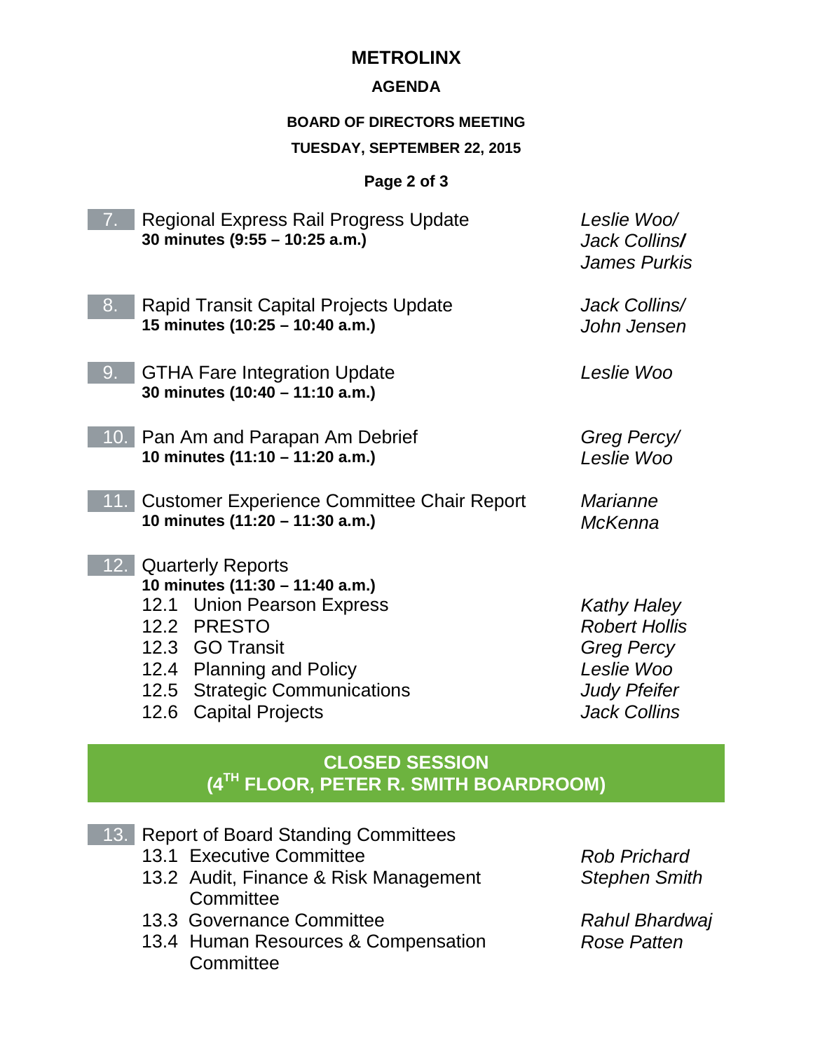# METROLINX

## AGENDA

### BOARD OF DIRECTORS MEETING

### TUESDAY, SEPTEMBER 22, 2015

7. Regional Express Rail Progress Update — *Leslie Woo/ Jack Collins/ James Purkis*
   **30 minutes (9:55 – 10:25 a.m.)**

8. Rapid Transit Capital Projects Update — *Jack Collins/ John Jensen*
   **15 minutes (10:25 – 10:40 a.m.)**

9. GTHA Fare Integration Update — *Leslie Woo*
   **30 minutes (10:40 – 11:10 a.m.)**

10. Pan Am and Parapan Am Debrief — *Greg Percy/ Leslie Woo*
    **10 minutes (11:10 – 11:20 a.m.)**

11. Customer Experience Committee Chair Report — *Marianne McKenna*
    **10 minutes (11:20 – 11:30 a.m.)**

12. Quarterly Reports
    **10 minutes (11:30 – 11:40 a.m.)**
    - 12.1 Union Pearson Express — *Kathy Haley*
    - 12.2 PRESTO — *Robert Hollis*
    - 12.3 GO Transit — *Greg Percy*
    - 12.4 Planning and Policy — *Leslie Woo*
    - 12.5 Strategic Communications — *Judy Pfeifer*
    - 12.6 Capital Projects — *Jack Collins*

## CLOSED SESSION
## (4TH FLOOR, PETER R. SMITH BOARDROOM)

13. Report of Board Standing Committees
    - 13.1 Executive Committee — *Rob Prichard*
    - 13.2 Audit, Finance & Risk Management Committee — *Stephen Smith*
    - 13.3 Governance Committee — *Rahul Bhardwaj*
    - 13.4 Human Resources & Compensation Committee — *Rose Patten*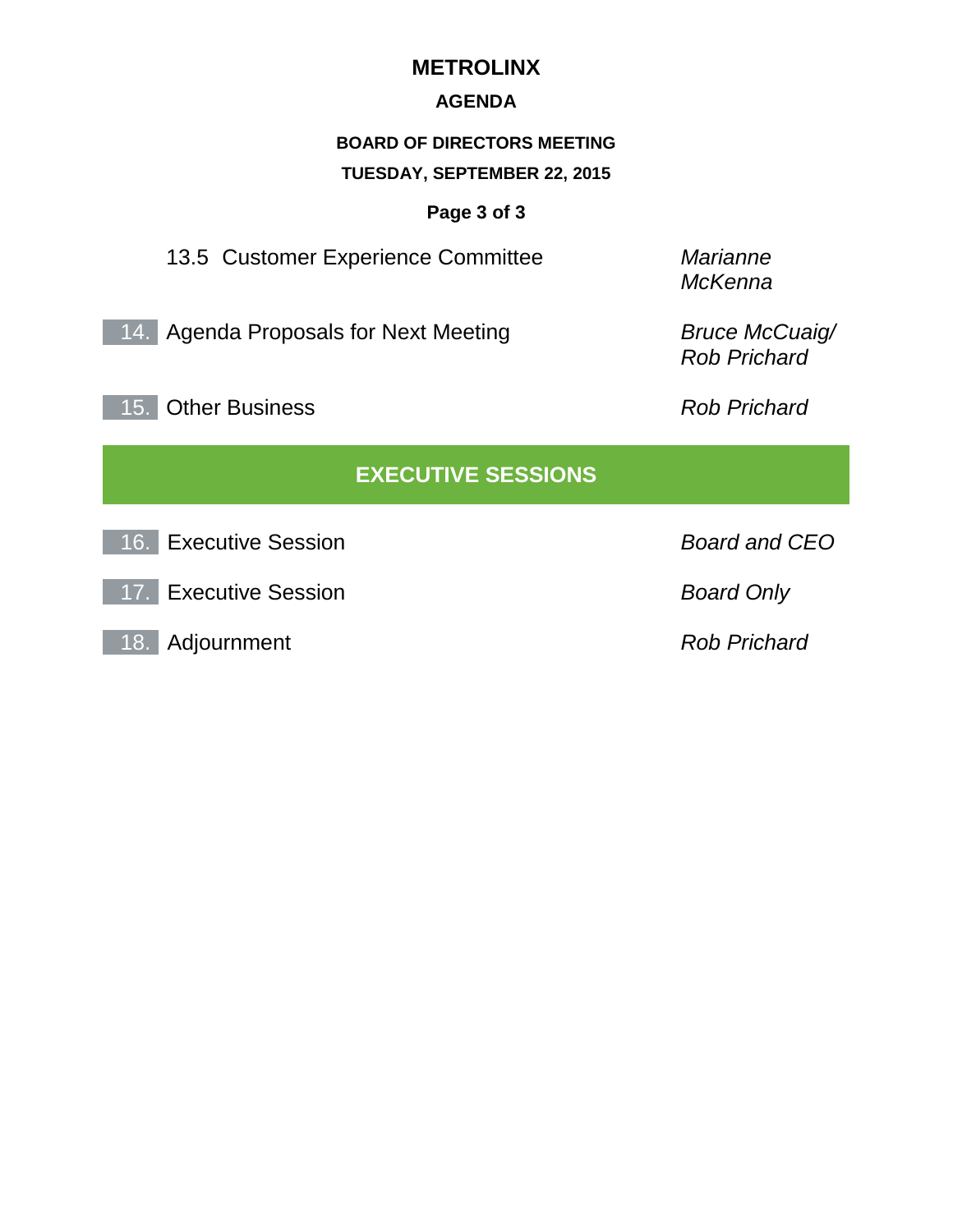13.5 Customer Experience Committee — *Marianne McKenna*

14. Agenda Proposals for Next Meeting — *Bruce McCuaig/ Rob Prichard*

15. Other Business — *Rob Prichard*

## EXECUTIVE SESSIONS

16. Executive Session — *Board and CEO*

17. Executive Session — *Board Only*

18. Adjournment — *Rob Prichard*